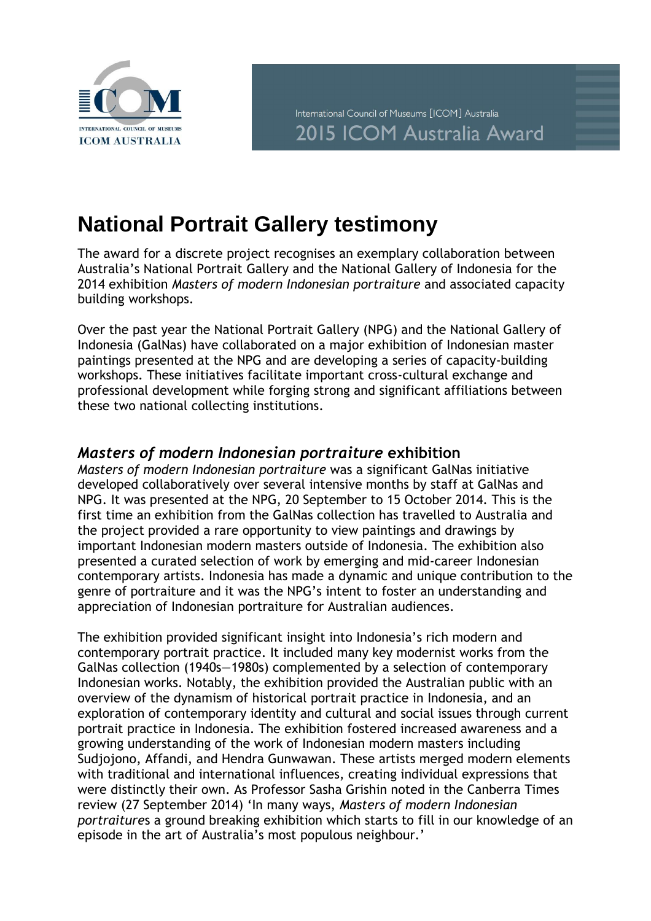ICOM

INTERNATIONAL COUNCIL OF MUSEUMS
ICOM AUSTRALIA

International Council of Museums [ICOM] Australia
2015 ICOM Australia Award

# National Portrait Gallery testimony

The award for a discrete project recognises an exemplary collaboration between Australia's National Portrait Gallery and the National Gallery of Indonesia for the 2014 exhibition *Masters of modern Indonesian portraiture* and associated capacity building workshops.

Over the past year the National Portrait Gallery (NPG) and the National Gallery of Indonesia (GalNas) have collaborated on a major exhibition of Indonesian master paintings presented at the NPG and are developing a series of capacity-building workshops. These initiatives facilitate important cross-cultural exchange and professional development while forging strong and significant affiliations between these two national collecting institutions.

## *Masters of modern Indonesian portraiture* exhibition

*Masters of modern Indonesian portraiture* was a significant GalNas initiative developed collaboratively over several intensive months by staff at GalNas and NPG. It was presented at the NPG, 20 September to 15 October 2014. This is the first time an exhibition from the GalNas collection has travelled to Australia and the project provided a rare opportunity to view paintings and drawings by important Indonesian modern masters outside of Indonesia. The exhibition also presented a curated selection of work by emerging and mid-career Indonesian contemporary artists. Indonesia has made a dynamic and unique contribution to the genre of portraiture and it was the NPG's intent to foster an understanding and appreciation of Indonesian portraiture for Australian audiences.

The exhibition provided significant insight into Indonesia's rich modern and contemporary portrait practice. It included many key modernist works from the GalNas collection (1940s—1980s) complemented by a selection of contemporary Indonesian works. Notably, the exhibition provided the Australian public with an overview of the dynamism of historical portrait practice in Indonesia, and an exploration of contemporary identity and cultural and social issues through current portrait practice in Indonesia. The exhibition fostered increased awareness and a growing understanding of the work of Indonesian modern masters including Sudjojono, Affandi, and Hendra Gunwawan. These artists merged modern elements with traditional and international influences, creating individual expressions that were distinctly their own. As Professor Sasha Grishin noted in the Canberra Times review (27 September 2014) 'In many ways, *Masters of modern Indonesian portraiture*s a ground breaking exhibition which starts to fill in our knowledge of an episode in the art of Australia's most populous neighbour.'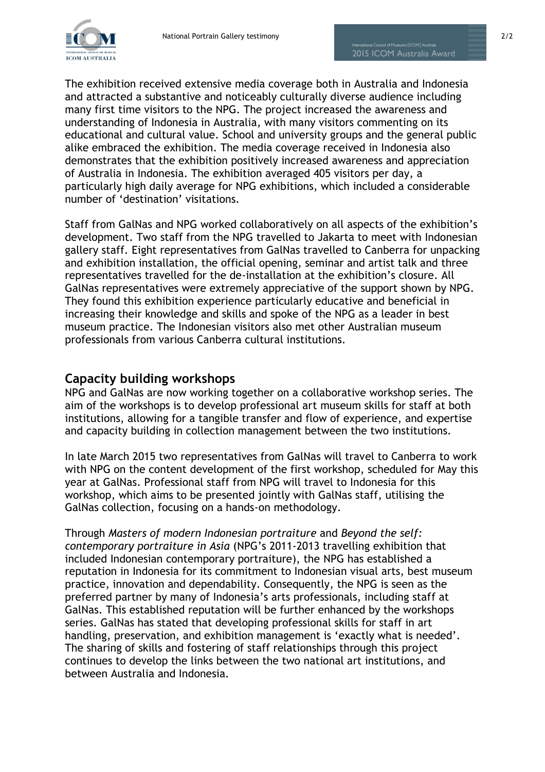The exhibition received extensive media coverage both in Australia and Indonesia and attracted a substantive and noticeably culturally diverse audience including many first time visitors to the NPG. The project increased the awareness and understanding of Indonesia in Australia, with many visitors commenting on its educational and cultural value. School and university groups and the general public alike embraced the exhibition. The media coverage received in Indonesia also demonstrates that the exhibition positively increased awareness and appreciation of Australia in Indonesia. The exhibition averaged 405 visitors per day, a particularly high daily average for NPG exhibitions, which included a considerable number of 'destination' visitations.

Staff from GalNas and NPG worked collaboratively on all aspects of the exhibition's development. Two staff from the NPG travelled to Jakarta to meet with Indonesian gallery staff. Eight representatives from GalNas travelled to Canberra for unpacking and exhibition installation, the official opening, seminar and artist talk and three representatives travelled for the de-installation at the exhibition's closure. All GalNas representatives were extremely appreciative of the support shown by NPG. They found this exhibition experience particularly educative and beneficial in increasing their knowledge and skills and spoke of the NPG as a leader in best museum practice. The Indonesian visitors also met other Australian museum professionals from various Canberra cultural institutions.

## Capacity building workshops

NPG and GalNas are now working together on a collaborative workshop series. The aim of the workshops is to develop professional art museum skills for staff at both institutions, allowing for a tangible transfer and flow of experience, and expertise and capacity building in collection management between the two institutions.

In late March 2015 two representatives from GalNas will travel to Canberra to work with NPG on the content development of the first workshop, scheduled for May this year at GalNas. Professional staff from NPG will travel to Indonesia for this workshop, which aims to be presented jointly with GalNas staff, utilising the GalNas collection, focusing on a hands-on methodology.

Through *Masters of modern Indonesian portraiture* and *Beyond the self: contemporary portraiture in Asia* (NPG's 2011-2013 travelling exhibition that included Indonesian contemporary portraiture), the NPG has established a reputation in Indonesia for its commitment to Indonesian visual arts, best museum practice, innovation and dependability. Consequently, the NPG is seen as the preferred partner by many of Indonesia's arts professionals, including staff at GalNas. This established reputation will be further enhanced by the workshops series. GalNas has stated that developing professional skills for staff in art handling, preservation, and exhibition management is 'exactly what is needed'. The sharing of skills and fostering of staff relationships through this project continues to develop the links between the two national art institutions, and between Australia and Indonesia.